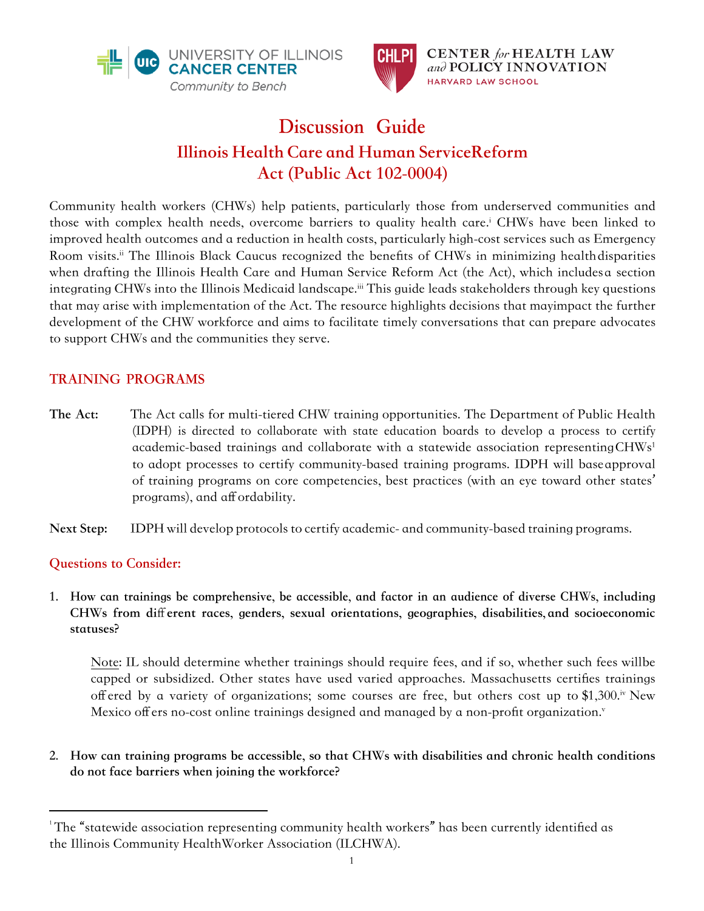# Discussion Guide

## Illinois Health Care and Human Service Reform Act (Public Act 102-0004)

Community health workers (CHWs) help patients, particularly those from underserved communities and those with complex health needs, overcome barriers to quality health care.[i] CHWs have been linked to improved health outcomes and a reduction in health costs, particularly high-cost services such as Emergency Room visits.[ii] The Illinois Black Caucus recognized the benefits of CHWs in minimizing health disparities when drafting the Illinois Health Care and Human Service Reform Act (the Act), which includes a section integrating CHWs into the Illinois Medicaid landscape.[iii] This guide leads stakeholders through key questions that may arise with implementation of the Act. The resource highlights decisions that may impact the further development of the CHW workforce and aims to facilitate timely conversations that can prepare advocates to support CHWs and the communities they serve.

### TRAINING PROGRAMS

**The Act:** The Act calls for multi-tiered CHW training opportunities. The Department of Public Health (IDPH) is directed to collaborate with state education boards to develop a process to certify academic-based trainings and collaborate with a statewide association representing CHWs[1] to adopt processes to certify community-based training programs. IDPH will base approval of training programs on core competencies, best practices (with an eye toward other states' programs), and affordability.

**Next Step:** IDPH will develop protocols to certify academic- and community-based training programs.

### Questions to Consider:

1. **How can trainings be comprehensive, be accessible, and factor in an audience of diverse CHWs, including CHWs from different races, genders, sexual orientations, geographies, disabilities, and socioeconomic statuses?**

   Note: IL should determine whether trainings should require fees, and if so, whether such fees will be capped or subsidized. Other states have used varied approaches. Massachusetts certifies trainings offered by a variety of organizations; some courses are free, but others cost up to $1,300.[iv] New Mexico offers no-cost online trainings designed and managed by a non-profit organization.[v]

2. **How can training programs be accessible, so that CHWs with disabilities and chronic health conditions do not face barriers when joining the workforce?**

---

[1] The "statewide association representing community health workers" has been currently identified as the Illinois Community Health Worker Association (ILCHWA).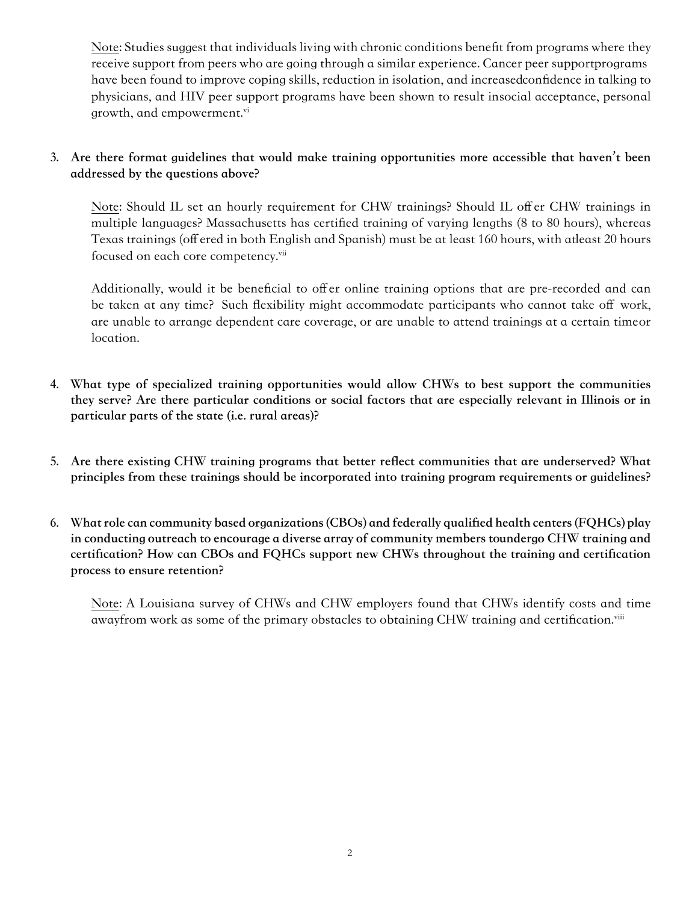<u>Note</u>: Studies suggest that individuals living with chronic conditions benefit from programs where they receive support from peers who are going through a similar experience. Cancer peer supportprograms have been found to improve coping skills, reduction in isolation, and increasedconfidence in talking to physicians, and HIV peer support programs have been shown to result insocial acceptance, personal growth, and empowerment.[vi]

3. **Are there format guidelines that would make training opportunities more accessible that haven't been addressed by the questions above?**

   <u>Note</u>: Should IL set an hourly requirement for CHW trainings? Should IL offer CHW trainings in multiple languages? Massachusetts has certified training of varying lengths (8 to 80 hours), whereas Texas trainings (offered in both English and Spanish) must be at least 160 hours, with atleast 20 hours focused on each core competency.[vii]

   Additionally, would it be beneficial to offer online training options that are pre-recorded and can be taken at any time? Such flexibility might accommodate participants who cannot take off work, are unable to arrange dependent care coverage, or are unable to attend trainings at a certain timeor location.

4. **What type of specialized training opportunities would allow CHWs to best support the communities they serve? Are there particular conditions or social factors that are especially relevant in Illinois or in particular parts of the state (i.e. rural areas)?**

5. **Are there existing CHW training programs that better reflect communities that are underserved? What principles from these trainings should be incorporated into training program requirements or guidelines?**

6. **What role can community based organizations (CBOs) and federally qualified health centers (FQHCs) play in conducting outreach to encourage a diverse array of community members toundergo CHW training and certification? How can CBOs and FQHCs support new CHWs throughout the training and certification process to ensure retention?**

   <u>Note</u>: A Louisiana survey of CHWs and CHW employers found that CHWs identify costs and time awayfrom work as some of the primary obstacles to obtaining CHW training and certification.[viii]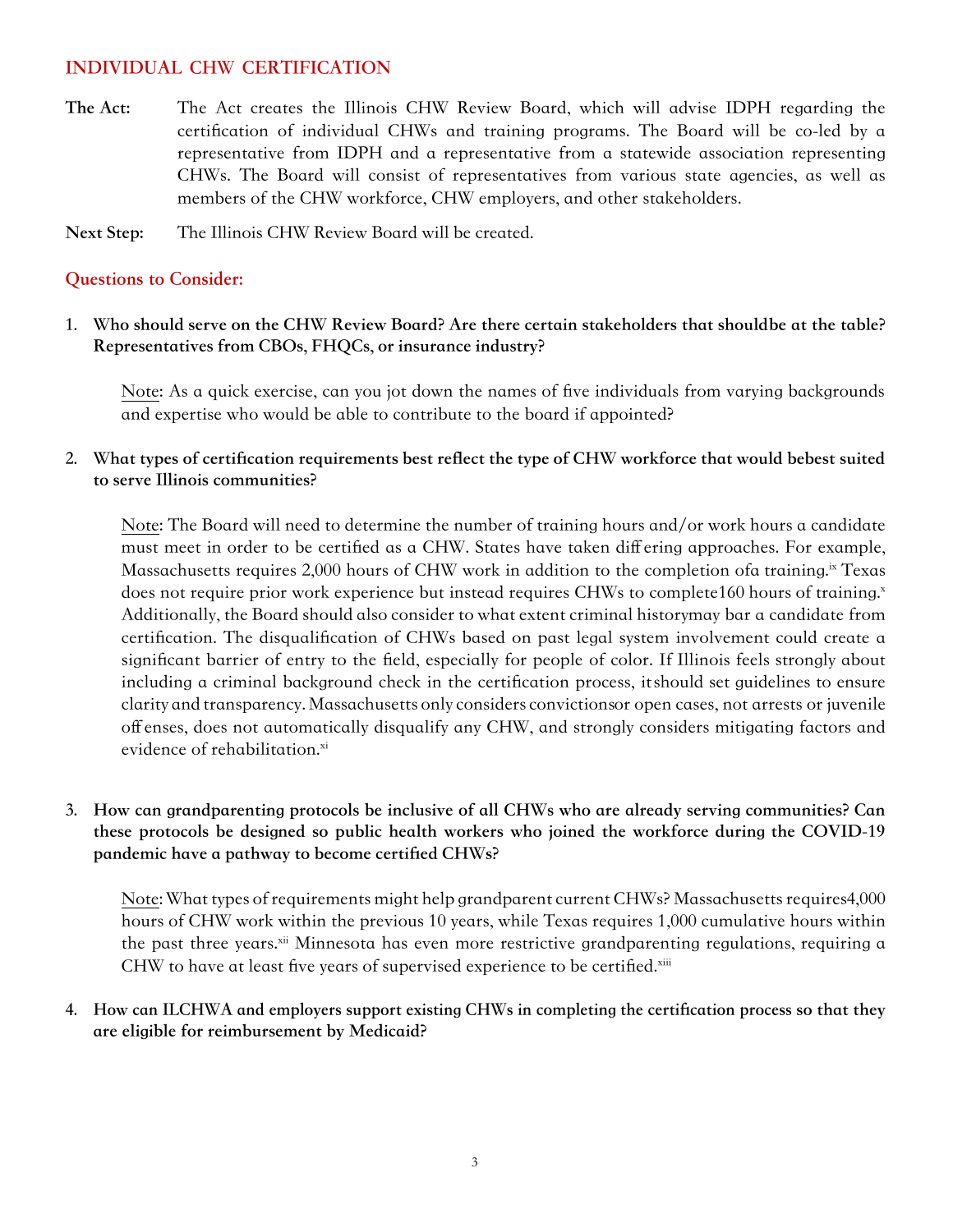## INDIVIDUAL CHW CERTIFICATION

**The Act:** The Act creates the Illinois CHW Review Board, which will advise IDPH regarding the certification of individual CHWs and training programs. The Board will be co-led by a representative from IDPH and a representative from a statewide association representing CHWs. The Board will consist of representatives from various state agencies, as well as members of the CHW workforce, CHW employers, and other stakeholders.

**Next Step:** The Illinois CHW Review Board will be created.

### Questions to Consider:

1. **Who should serve on the CHW Review Board? Are there certain stakeholders that shouldbe at the table? Representatives from CBOs, FHQCs, or insurance industry?**

   Note: As a quick exercise, can you jot down the names of five individuals from varying backgrounds and expertise who would be able to contribute to the board if appointed?

2. **What types of certification requirements best reflect the type of CHW workforce that would bebest suited to serve Illinois communities?**

   Note: The Board will need to determine the number of training hours and/or work hours a candidate must meet in order to be certified as a CHW. States have taken differing approaches. For example, Massachusetts requires 2,000 hours of CHW work in addition to the completion ofa training.[ix] Texas does not require prior work experience but instead requires CHWs to complete160 hours of training.[x] Additionally, the Board should also consider to what extent criminal historymay bar a candidate from certification. The disqualification of CHWs based on past legal system involvement could create a significant barrier of entry to the field, especially for people of color. If Illinois feels strongly about including a criminal background check in the certification process, itshould set guidelines to ensure clarity and transparency. Massachusetts only considers convictionsor open cases, not arrests or juvenile offenses, does not automatically disqualify any CHW, and strongly considers mitigating factors and evidence of rehabilitation.[xi]

3. **How can grandparenting protocols be inclusive of all CHWs who are already serving communities? Can these protocols be designed so public health workers who joined the workforce during the COVID-19 pandemic have a pathway to become certified CHWs?**

   Note: What types of requirements might help grandparent current CHWs? Massachusetts requires4,000 hours of CHW work within the previous 10 years, while Texas requires 1,000 cumulative hours within the past three years.[xii] Minnesota has even more restrictive grandparenting regulations, requiring a CHW to have at least five years of supervised experience to be certified.[xiii]

4. **How can ILCHWA and employers support existing CHWs in completing the certification process so that they are eligible for reimbursement by Medicaid?**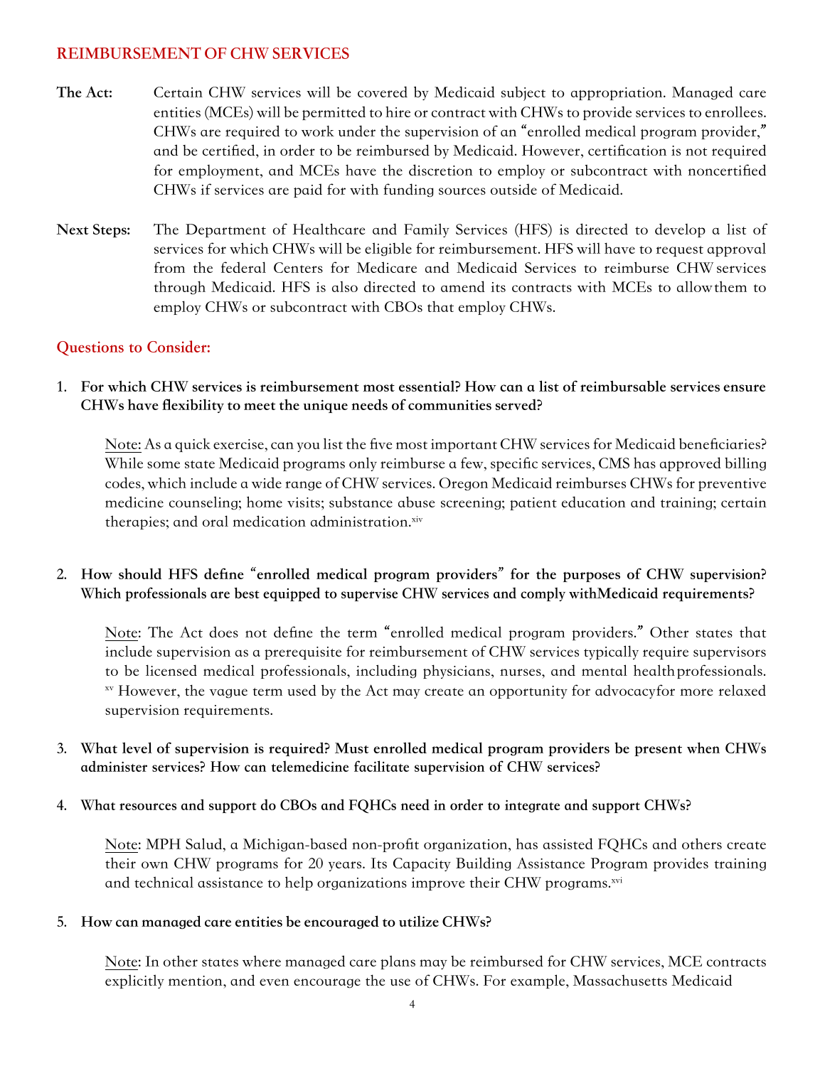## REIMBURSEMENT OF CHW SERVICES

**The Act:** Certain CHW services will be covered by Medicaid subject to appropriation. Managed care entities (MCEs) will be permitted to hire or contract with CHWs to provide services to enrollees. CHWs are required to work under the supervision of an "enrolled medical program provider," and be certified, in order to be reimbursed by Medicaid. However, certification is not required for employment, and MCEs have the discretion to employ or subcontract with noncertified CHWs if services are paid for with funding sources outside of Medicaid.

**Next Steps:** The Department of Healthcare and Family Services (HFS) is directed to develop a list of services for which CHWs will be eligible for reimbursement. HFS will have to request approval from the federal Centers for Medicare and Medicaid Services to reimburse CHW services through Medicaid. HFS is also directed to amend its contracts with MCEs to allow them to employ CHWs or subcontract with CBOs that employ CHWs.

### Questions to Consider:

1. **For which CHW services is reimbursement most essential? How can a list of reimbursable services ensure CHWs have flexibility to meet the unique needs of communities served?**

   Note: As a quick exercise, can you list the five most important CHW services for Medicaid beneficiaries? While some state Medicaid programs only reimburse a few, specific services, CMS has approved billing codes, which include a wide range of CHW services. Oregon Medicaid reimburses CHWs for preventive medicine counseling; home visits; substance abuse screening; patient education and training; certain therapies; and oral medication administration.[xiv]

2. **How should HFS define "enrolled medical program providers" for the purposes of CHW supervision? Which professionals are best equipped to supervise CHW services and comply with Medicaid requirements?**

   Note: The Act does not define the term "enrolled medical program providers." Other states that include supervision as a prerequisite for reimbursement of CHW services typically require supervisors to be licensed medical professionals, including physicians, nurses, and mental health professionals.[xv] However, the vague term used by the Act may create an opportunity for advocacy for more relaxed supervision requirements.

3. **What level of supervision is required? Must enrolled medical program providers be present when CHWs administer services? How can telemedicine facilitate supervision of CHW services?**

4. **What resources and support do CBOs and FQHCs need in order to integrate and support CHWs?**

   Note: MPH Salud, a Michigan-based non-profit organization, has assisted FQHCs and others create their own CHW programs for 20 years. Its Capacity Building Assistance Program provides training and technical assistance to help organizations improve their CHW programs.[xvi]

5. **How can managed care entities be encouraged to utilize CHWs?**

   Note: In other states where managed care plans may be reimbursed for CHW services, MCE contracts explicitly mention, and even encourage the use of CHWs. For example, Massachusetts Medicaid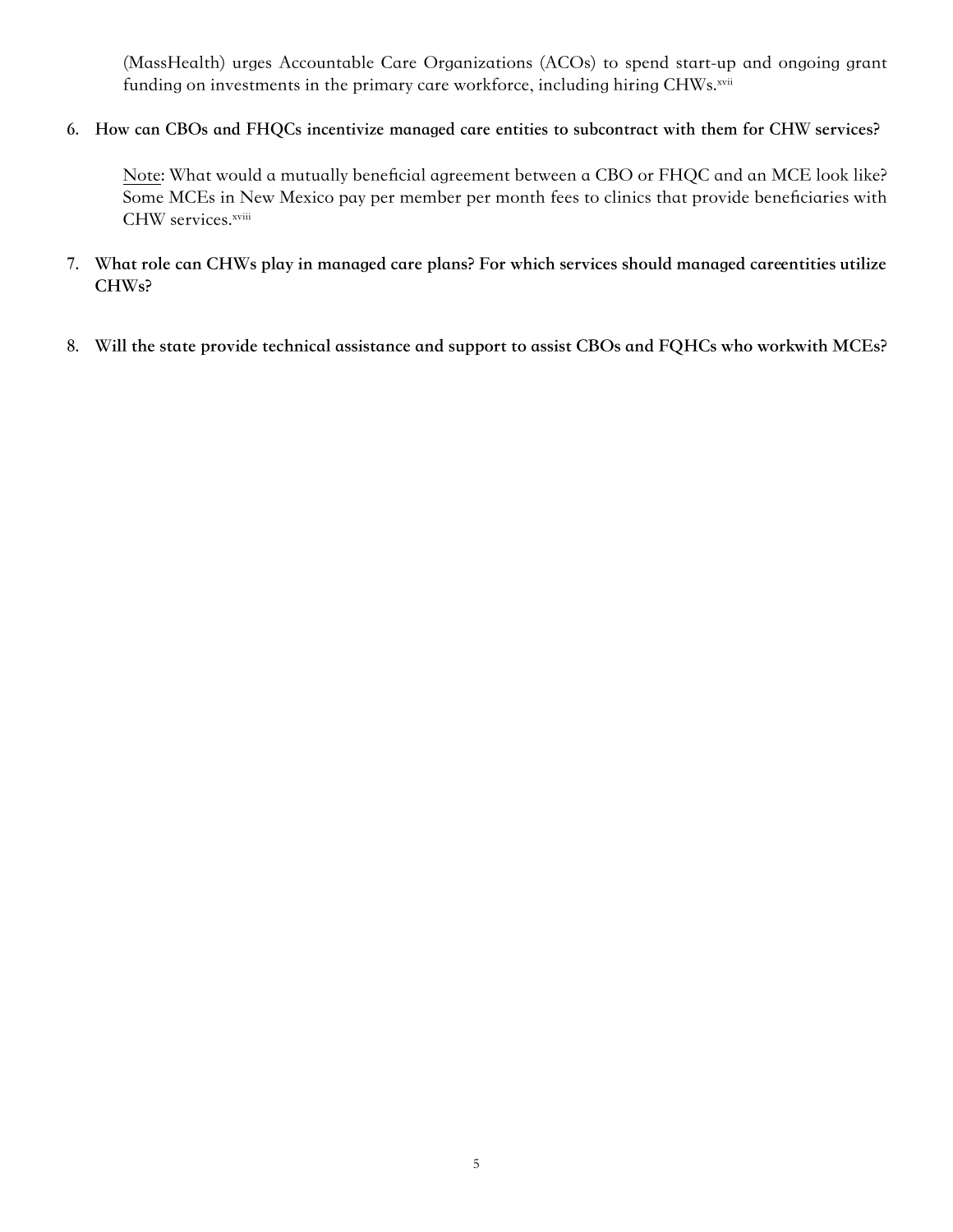(MassHealth) urges Accountable Care Organizations (ACOs) to spend start-up and ongoing grant funding on investments in the primary care workforce, including hiring CHWs.[xvii]

6. **How can CBOs and FHQCs incentivize managed care entities to subcontract with them for CHW services?**

   Note: What would a mutually beneficial agreement between a CBO or FHQC and an MCE look like? Some MCEs in New Mexico pay per member per month fees to clinics that provide beneficiaries with CHW services.[xviii]

7. **What role can CHWs play in managed care plans? For which services should managed careentities utilize CHWs?**

8. **Will the state provide technical assistance and support to assist CBOs and FQHCs who workwith MCEs?**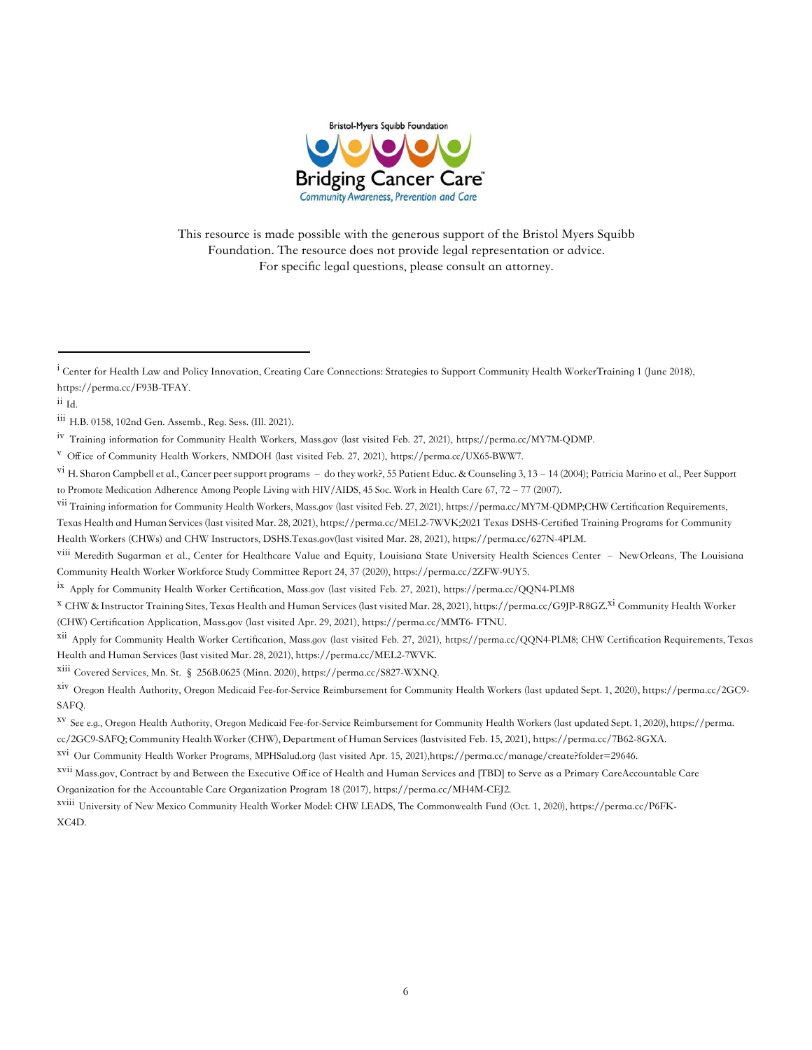Bristol-Myers Squibb Foundation

Bridging Cancer Care™

Community Awareness, Prevention and Care

This resource is made possible with the generous support of the Bristol Myers Squibb Foundation. The resource does not provide legal representation or advice. For specific legal questions, please consult an attorney.

---

[i] Center for Health Law and Policy Innovation, Creating Care Connections: Strategies to Support Community Health WorkerTraining 1 (June 2018), https://perma.cc/F93B-TFAY.

[ii] Id.

[iii] H.B. 0158, 102nd Gen. Assemb., Reg. Sess. (Ill. 2021).

[iv] Training information for Community Health Workers, Mass.gov (last visited Feb. 27, 2021), https://perma.cc/MY7M-QDMP.

[v] Office of Community Health Workers, NMDOH (last visited Feb. 27, 2021), https://perma.cc/UX65-BWW7.

[vi] H. Sharon Campbell et al., Cancer peer support programs – do they work?, 55 Patient Educ. & Counseling 3, 13 – 14 (2004); Patricia Marino et al., Peer Support to Promote Medication Adherence Among People Living with HIV/AIDS, 45 Soc. Work in Health Care 67, 72 – 77 (2007).

[vii] Training information for Community Health Workers, Mass.gov (last visited Feb. 27, 2021), https://perma.cc/MY7M-QDMP;CHW Certification Requirements, Texas Health and Human Services (last visited Mar. 28, 2021), https://perma.cc/MEL2-7WVK;2021 Texas DSHS-Certified Training Programs for Community Health Workers (CHWs) and CHW Instructors, DSHS.Texas.gov(last visited Mar. 28, 2021), https://perma.cc/627N-4PLM.

[viii] Meredith Sugarman et al., Center for Healthcare Value and Equity, Louisiana State University Health Sciences Center – NewOrleans, The Louisiana Community Health Worker Workforce Study Committee Report 24, 37 (2020), https://perma.cc/2ZFW-9UY5.

[ix] Apply for Community Health Worker Certification, Mass.gov (last visited Feb. 27, 2021), https://perma.cc/QQN4-PLM8

[x] CHW & Instructor Training Sites, Texas Health and Human Services (last visited Mar. 28, 2021), https://perma.cc/G9JP-R8GZ.[xi] Community Health Worker (CHW) Certification Application, Mass.gov (last visited Apr. 29, 2021), https://perma.cc/MMT6- FTNU.

[xii] Apply for Community Health Worker Certification, Mass.gov (last visited Feb. 27, 2021), https://perma.cc/QQN4-PLM8; CHW Certification Requirements, Texas Health and Human Services (last visited Mar. 28, 2021), https://perma.cc/MEL2-7WVK.

[xiii] Covered Services, Mn. St. § 256B.0625 (Minn. 2020), https://perma.cc/S827-WXNQ.

[xiv] Oregon Health Authority, Oregon Medicaid Fee-for-Service Reimbursement for Community Health Workers (last updated Sept. 1, 2020), https://perma.cc/2GC9-SAFQ.

[xv] See e.g., Oregon Health Authority, Oregon Medicaid Fee-for-Service Reimbursement for Community Health Workers (last updated Sept. 1, 2020), https://perma.cc/2GC9-SAFQ; Community Health Worker (CHW), Department of Human Services (lastvisited Feb. 15, 2021), https://perma.cc/7B62-8GXA.

[xvi] Our Community Health Worker Programs, MPHSalud.org (last visited Apr. 15, 2021),https://perma.cc/manage/create?folder=29646.

[xvii] Mass.gov, Contract by and Between the Executive Office of Health and Human Services and [TBD] to Serve as a Primary CareAccountable Care Organization for the Accountable Care Organization Program 18 (2017), https://perma.cc/MH4M-CEJ2.

[xviii] University of New Mexico Community Health Worker Model: CHW LEADS, The Commonwealth Fund (Oct. 1, 2020), https://perma.cc/P6FK-XC4D.